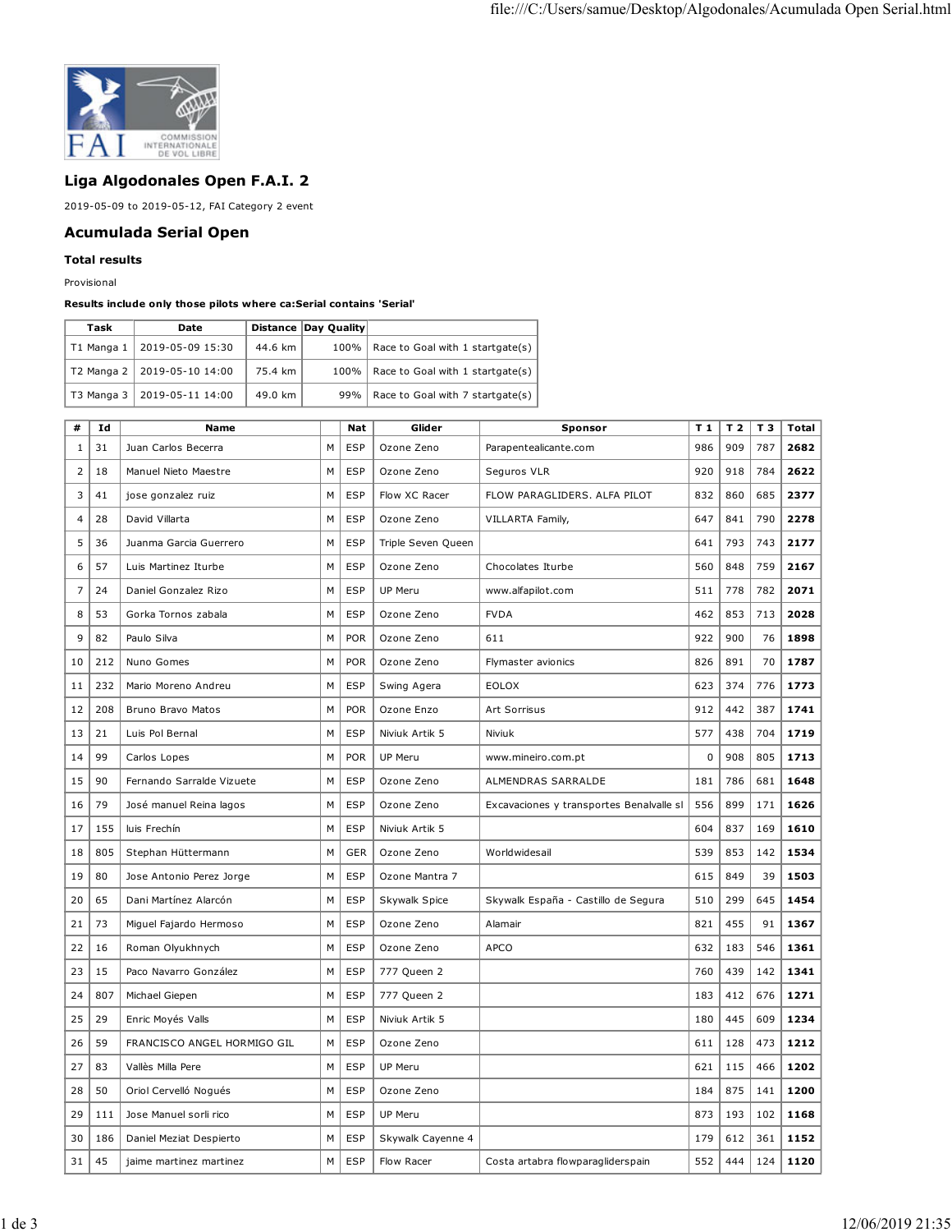## Liga Algodonales Open F.A.I. 2

2019-05-09 to 2019-05-12, FAI Category 2 event

## Acumulada Serial Open

**Total results**

Provisional

**Results include only those pilots where ca:Serial contains 'Serial'**

| Task | Date | Distance | Day Quality | |
|---|---|---|---|---|
| T1 Manga 1 | 2019-05-09 15:30 | 44.6 km | 100% | Race to Goal with 1 startgate(s) |
| T2 Manga 2 | 2019-05-10 14:00 | 75.4 km | 100% | Race to Goal with 1 startgate(s) |
| T3 Manga 3 | 2019-05-11 14:00 | 49.0 km | 99% | Race to Goal with 7 startgate(s) |

| # | Id | Name | | Nat | Glider | Sponsor | T 1 | T 2 | T 3 | Total |
|---|---|---|---|---|---|---|---|---|---|---|
| 1 | 31 | Juan Carlos Becerra | M | ESP | Ozone Zeno | Parapentealicante.com | 986 | 909 | 787 | **2682** |
| 2 | 18 | Manuel Nieto Maestre | M | ESP | Ozone Zeno | Seguros VLR | 920 | 918 | 784 | **2622** |
| 3 | 41 | jose gonzalez ruiz | M | ESP | Flow XC Racer | FLOW PARAGLIDERS. ALFA PILOT | 832 | 860 | 685 | **2377** |
| 4 | 28 | David Villarta | M | ESP | Ozone Zeno | VILLARTA Family, | 647 | 841 | 790 | **2278** |
| 5 | 36 | Juanma Garcia Guerrero | M | ESP | Triple Seven Queen | | 641 | 793 | 743 | **2177** |
| 6 | 57 | Luis Martinez Iturbe | M | ESP | Ozone Zeno | Chocolates Iturbe | 560 | 848 | 759 | **2167** |
| 7 | 24 | Daniel Gonzalez Rizo | M | ESP | UP Meru | www.alfapilot.com | 511 | 778 | 782 | **2071** |
| 8 | 53 | Gorka Tornos zabala | M | ESP | Ozone Zeno | FVDA | 462 | 853 | 713 | **2028** |
| 9 | 82 | Paulo Silva | M | POR | Ozone Zeno | 611 | 922 | 900 | 76 | **1898** |
| 10 | 212 | Nuno Gomes | M | POR | Ozone Zeno | Flymaster avionics | 826 | 891 | 70 | **1787** |
| 11 | 232 | Mario Moreno Andreu | M | ESP | Swing Agera | EOLOX | 623 | 374 | 776 | **1773** |
| 12 | 208 | Bruno Bravo Matos | M | POR | Ozone Enzo | Art Sorrisus | 912 | 442 | 387 | **1741** |
| 13 | 21 | Luis Pol Bernal | M | ESP | Niviuk Artik 5 | Niviuk | 577 | 438 | 704 | **1719** |
| 14 | 99 | Carlos Lopes | M | POR | UP Meru | www.mineiro.com.pt | 0 | 908 | 805 | **1713** |
| 15 | 90 | Fernando Sarralde Vizuete | M | ESP | Ozone Zeno | ALMENDRAS SARRALDE | 181 | 786 | 681 | **1648** |
| 16 | 79 | José manuel Reina lagos | M | ESP | Ozone Zeno | Excavaciones y transportes Benalvalle sl | 556 | 899 | 171 | **1626** |
| 17 | 155 | luis Frechín | M | ESP | Niviuk Artik 5 | | 604 | 837 | 169 | **1610** |
| 18 | 805 | Stephan Hüttermann | M | GER | Ozone Zeno | Worldwidesail | 539 | 853 | 142 | **1534** |
| 19 | 80 | Jose Antonio Perez Jorge | M | ESP | Ozone Mantra 7 | | 615 | 849 | 39 | **1503** |
| 20 | 65 | Dani Martínez Alarcón | M | ESP | Skywalk Spice | Skywalk España - Castillo de Segura | 510 | 299 | 645 | **1454** |
| 21 | 73 | Miguel Fajardo Hermoso | M | ESP | Ozone Zeno | Alamair | 821 | 455 | 91 | **1367** |
| 22 | 16 | Roman Olyukhnych | M | ESP | Ozone Zeno | APCO | 632 | 183 | 546 | **1361** |
| 23 | 15 | Paco Navarro González | M | ESP | 777 Queen 2 | | 760 | 439 | 142 | **1341** |
| 24 | 807 | Michael Giepen | M | ESP | 777 Queen 2 | | 183 | 412 | 676 | **1271** |
| 25 | 29 | Enric Moyés Valls | M | ESP | Niviuk Artik 5 | | 180 | 445 | 609 | **1234** |
| 26 | 59 | FRANCISCO ANGEL HORMIGO GIL | M | ESP | Ozone Zeno | | 611 | 128 | 473 | **1212** |
| 27 | 83 | Vallès Milla Pere | M | ESP | UP Meru | | 621 | 115 | 466 | **1202** |
| 28 | 50 | Oriol Cervelló Nogués | M | ESP | Ozone Zeno | | 184 | 875 | 141 | **1200** |
| 29 | 111 | Jose Manuel sorli rico | M | ESP | UP Meru | | 873 | 193 | 102 | **1168** |
| 30 | 186 | Daniel Meziat Despierto | M | ESP | Skywalk Cayenne 4 | | 179 | 612 | 361 | **1152** |
| 31 | 45 | jaime martinez martinez | M | ESP | Flow Racer | Costa artabra flowparagliderspain | 552 | 444 | 124 | **1120** |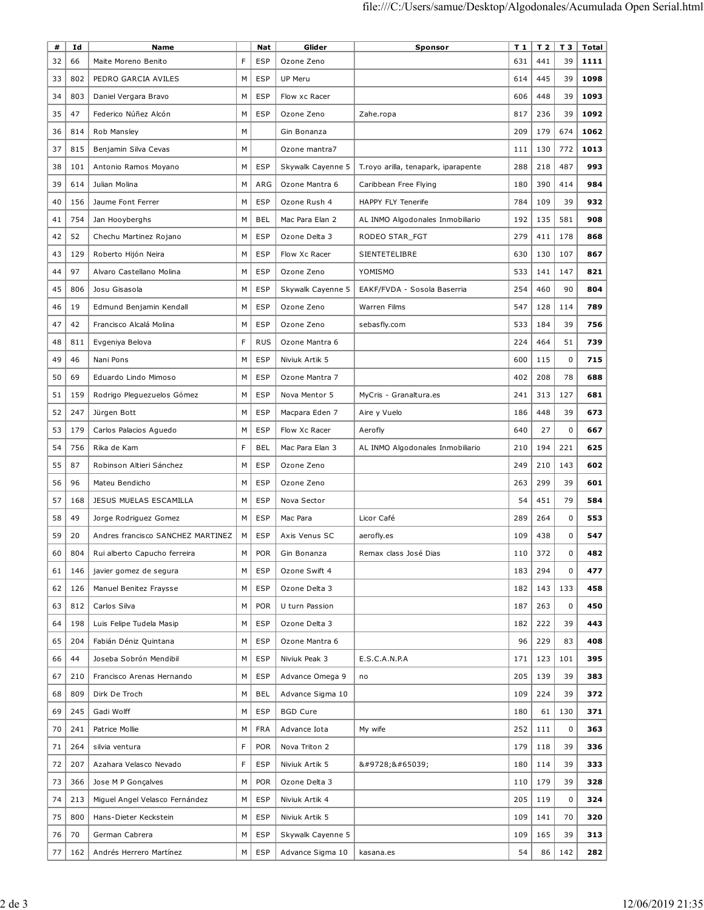| # | Id | Name | | Nat | Glider | Sponsor | T 1 | T 2 | T 3 | Total |
|---|---|---|---|---|---|---|---|---|---|---|
| 32 | 66 | Maite Moreno Benito | F | ESP | Ozone Zeno | | 631 | 441 | 39 | **1111** |
| 33 | 802 | PEDRO GARCIA AVILES | M | ESP | UP Meru | | 614 | 445 | 39 | **1098** |
| 34 | 803 | Daniel Vergara Bravo | M | ESP | Flow xc Racer | | 606 | 448 | 39 | **1093** |
| 35 | 47 | Federico Núñez Alcón | M | ESP | Ozone Zeno | Zahe.ropa | 817 | 236 | 39 | **1092** |
| 36 | 814 | Rob Mansley | M | | Gin Bonanza | | 209 | 179 | 674 | **1062** |
| 37 | 815 | Benjamin Silva Cevas | M | | Ozone mantra7 | | 111 | 130 | 772 | **1013** |
| 38 | 101 | Antonio Ramos Moyano | M | ESP | Skywalk Cayenne 5 | T.royo arilla, tenapark, iparapente | 288 | 218 | 487 | **993** |
| 39 | 614 | Julian Molina | M | ARG | Ozone Mantra 6 | Caribbean Free Flying | 180 | 390 | 414 | **984** |
| 40 | 156 | Jaume Font Ferrer | M | ESP | Ozone Rush 4 | HAPPY FLY Tenerife | 784 | 109 | 39 | **932** |
| 41 | 754 | Jan Hooyberghs | M | BEL | Mac Para Elan 2 | AL INMO Algodonales Inmobiliario | 192 | 135 | 581 | **908** |
| 42 | 52 | Chechu Martinez Rojano | M | ESP | Ozone Delta 3 | RODEO STAR_FGT | 279 | 411 | 178 | **868** |
| 43 | 129 | Roberto Hijón Neira | M | ESP | Flow Xc Racer | SIENTETELIBRE | 630 | 130 | 107 | **867** |
| 44 | 97 | Alvaro Castellano Molina | M | ESP | Ozone Zeno | YOMISMO | 533 | 141 | 147 | **821** |
| 45 | 806 | Josu Gisasola | M | ESP | Skywalk Cayenne 5 | EAKF/FVDA - Sosola Baserria | 254 | 460 | 90 | **804** |
| 46 | 19 | Edmund Benjamin Kendall | M | ESP | Ozone Zeno | Warren Films | 547 | 128 | 114 | **789** |
| 47 | 42 | Francisco Alcalá Molina | M | ESP | Ozone Zeno | sebasfly.com | 533 | 184 | 39 | **756** |
| 48 | 811 | Evgeniya Belova | F | RUS | Ozone Mantra 6 | | 224 | 464 | 51 | **739** |
| 49 | 46 | Nani Pons | M | ESP | Niviuk Artik 5 | | 600 | 115 | 0 | **715** |
| 50 | 69 | Eduardo Lindo Mimoso | M | ESP | Ozone Mantra 7 | | 402 | 208 | 78 | **688** |
| 51 | 159 | Rodrigo Pleguezuelos Gómez | M | ESP | Nova Mentor 5 | MyCris - Granaltura.es | 241 | 313 | 127 | **681** |
| 52 | 247 | Jürgen Bott | M | ESP | Macpara Eden 7 | Aire y Vuelo | 186 | 448 | 39 | **673** |
| 53 | 179 | Carlos Palacios Aguedo | M | ESP | Flow Xc Racer | Aerofly | 640 | 27 | 0 | **667** |
| 54 | 756 | Rika de Kam | F | BEL | Mac Para Elan 3 | AL INMO Algodonales Inmobiliario | 210 | 194 | 221 | **625** |
| 55 | 87 | Robinson Altieri Sánchez | M | ESP | Ozone Zeno | | 249 | 210 | 143 | **602** |
| 56 | 96 | Mateu Bendicho | M | ESP | Ozone Zeno | | 263 | 299 | 39 | **601** |
| 57 | 168 | JESUS MUELAS ESCAMILLA | M | ESP | Nova Sector | | 54 | 451 | 79 | **584** |
| 58 | 49 | Jorge Rodriguez Gomez | M | ESP | Mac Para | Licor Café | 289 | 264 | 0 | **553** |
| 59 | 20 | Andres francisco SANCHEZ MARTINEZ | M | ESP | Axis Venus SC | aerofly.es | 109 | 438 | 0 | **547** |
| 60 | 804 | Rui alberto Capucho ferreira | M | POR | Gin Bonanza | Remax class José Dias | 110 | 372 | 0 | **482** |
| 61 | 146 | javier gomez de segura | M | ESP | Ozone Swift 4 | | 183 | 294 | 0 | **477** |
| 62 | 126 | Manuel Benitez Fraysse | M | ESP | Ozone Delta 3 | | 182 | 143 | 133 | **458** |
| 63 | 812 | Carlos Silva | M | POR | U turn Passion | | 187 | 263 | 0 | **450** |
| 64 | 198 | Luis Felipe Tudela Masip | M | ESP | Ozone Delta 3 | | 182 | 222 | 39 | **443** |
| 65 | 204 | Fabián Déniz Quintana | M | ESP | Ozone Mantra 6 | | 96 | 229 | 83 | **408** |
| 66 | 44 | Joseba Sobrón Mendibil | M | ESP | Niviuk Peak 3 | E.S.C.A.N.P.A | 171 | 123 | 101 | **395** |
| 67 | 210 | Francisco Arenas Hernando | M | ESP | Advance Omega 9 | no | 205 | 139 | 39 | **383** |
| 68 | 809 | Dirk De Troch | M | BEL | Advance Sigma 10 | | 109 | 224 | 39 | **372** |
| 69 | 245 | Gadi Wolff | M | ESP | BGD Cure | | 180 | 61 | 130 | **371** |
| 70 | 241 | Patrice Mollie | M | FRA | Advance Iota | My wife | 252 | 111 | 0 | **363** |
| 71 | 264 | silvia ventura | F | POR | Nova Triton 2 | | 179 | 118 | 39 | **336** |
| 72 | 207 | Azahara Velasco Nevado | F | ESP | Niviuk Artik 5 | &#9728;&#65039; | 180 | 114 | 39 | **333** |
| 73 | 366 | Jose M P Gonçalves | M | POR | Ozone Delta 3 | | 110 | 179 | 39 | **328** |
| 74 | 213 | Miguel Angel Velasco Fernández | M | ESP | Niviuk Artik 4 | | 205 | 119 | 0 | **324** |
| 75 | 800 | Hans-Dieter Keckstein | M | ESP | Niviuk Artik 5 | | 109 | 141 | 70 | **320** |
| 76 | 70 | German Cabrera | M | ESP | Skywalk Cayenne 5 | | 109 | 165 | 39 | **313** |
| 77 | 162 | Andrés Herrero Martínez | M | ESP | Advance Sigma 10 | kasana.es | 54 | 86 | 142 | **282** |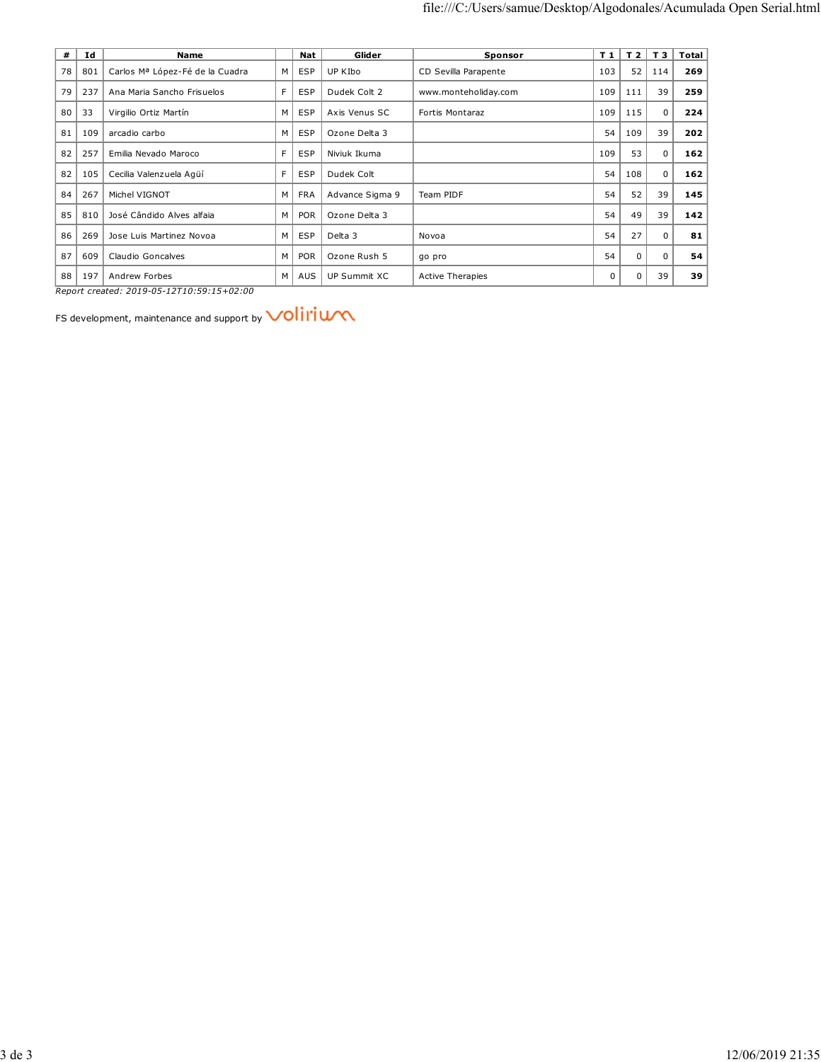| # | Id | Name | | Nat | Glider | Sponsor | T 1 | T 2 | T 3 | Total |
|---|---|---|---|---|---|---|---|---|---|---|
| 78 | 801 | Carlos Mª López-Fé de la Cuadra | M | ESP | UP KIbo | CD Sevilla Parapente | 103 | 52 | 114 | **269** |
| 79 | 237 | Ana Maria Sancho Frisuelos | F | ESP | Dudek Colt 2 | www.monteholiday.com | 109 | 111 | 39 | **259** |
| 80 | 33 | Virgilio Ortiz Martín | M | ESP | Axis Venus SC | Fortis Montaraz | 109 | 115 | 0 | **224** |
| 81 | 109 | arcadio carbo | M | ESP | Ozone Delta 3 | | 54 | 109 | 39 | **202** |
| 82 | 257 | Emilia Nevado Maroco | F | ESP | Niviuk Ikuma | | 109 | 53 | 0 | **162** |
| 82 | 105 | Cecilia Valenzuela Agüí | F | ESP | Dudek Colt | | 54 | 108 | 0 | **162** |
| 84 | 267 | Michel VIGNOT | M | FRA | Advance Sigma 9 | Team PIDF | 54 | 52 | 39 | **145** |
| 85 | 810 | José Cândido Alves alfaia | M | POR | Ozone Delta 3 | | 54 | 49 | 39 | **142** |
| 86 | 269 | Jose Luis Martinez Novoa | M | ESP | Delta 3 | Novoa | 54 | 27 | 0 | **81** |
| 87 | 609 | Claudio Goncalves | M | POR | Ozone Rush 5 | go pro | 54 | 0 | 0 | **54** |
| 88 | 197 | Andrew Forbes | M | AUS | UP Summit XC | Active Therapies | 0 | 0 | 39 | **39** |

*Report created: 2019-05-12T10:59:15+02:00*

FS development, maintenance and support by volirium